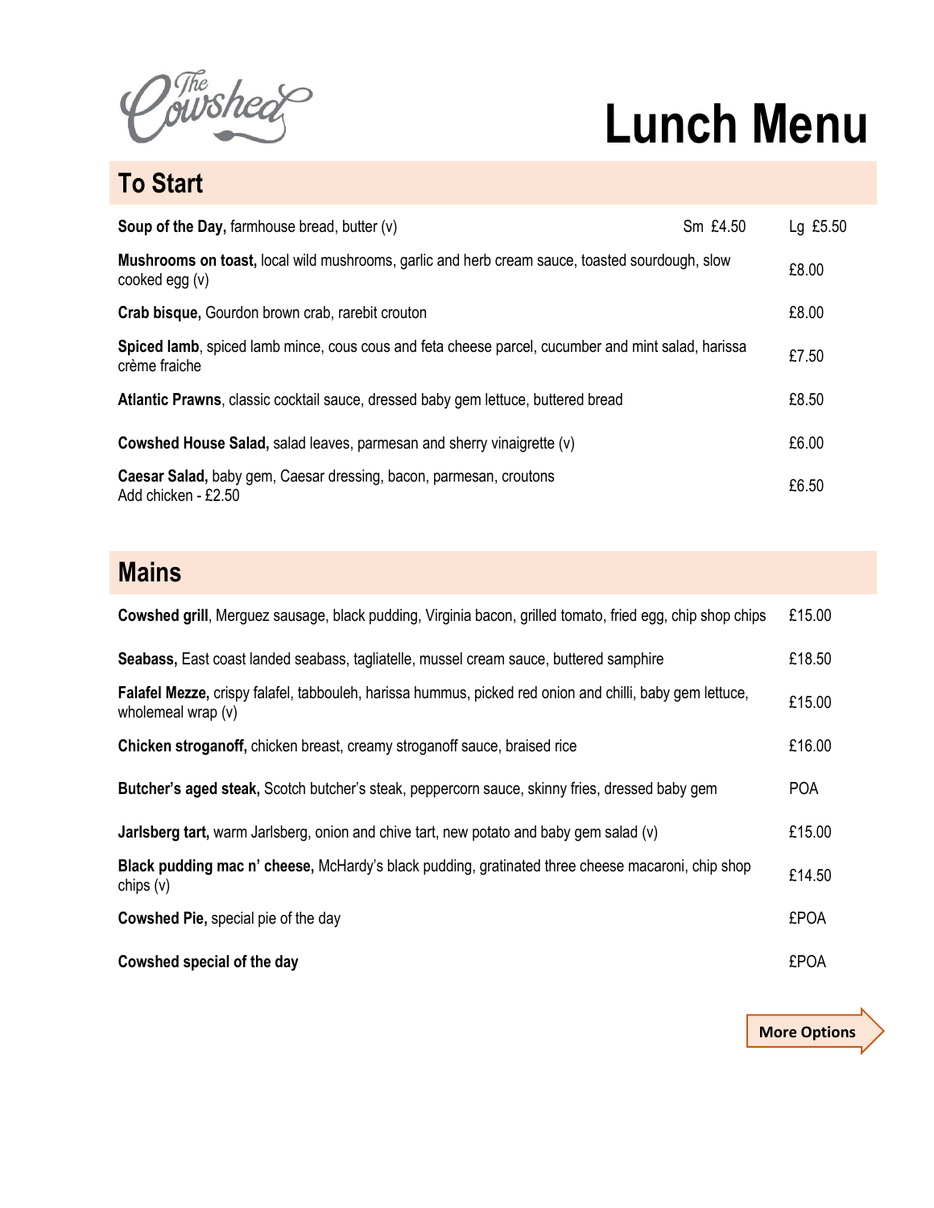The Cowshed

# Lunch Menu

## To Start

**Soup of the Day,** farmhouse bread, butter (v) — Sm £4.50 / Lg £5.50

**Mushrooms on toast,** local wild mushrooms, garlic and herb cream sauce, toasted sourdough, slow cooked egg (v) — £8.00

**Crab bisque,** Gourdon brown crab, rarebit crouton — £8.00

**Spiced lamb**, spiced lamb mince, cous cous and feta cheese parcel, cucumber and mint salad, harissa crème fraiche — £7.50

**Atlantic Prawns**, classic cocktail sauce, dressed baby gem lettuce, buttered bread — £8.50

**Cowshed House Salad,** salad leaves, parmesan and sherry vinaigrette (v) — £6.00

**Caesar Salad,** baby gem, Caesar dressing, bacon, parmesan, croutons
Add chicken - £2.50 — £6.50

## Mains

**Cowshed grill**, Merguez sausage, black pudding, Virginia bacon, grilled tomato, fried egg, chip shop chips — £15.00

**Seabass,** East coast landed seabass, tagliatelle, mussel cream sauce, buttered samphire — £18.50

**Falafel Mezze,** crispy falafel, tabbouleh, harissa hummus, picked red onion and chilli, baby gem lettuce, wholemeal wrap (v) — £15.00

**Chicken stroganoff,** chicken breast, creamy stroganoff sauce, braised rice — £16.00

**Butcher's aged steak,** Scotch butcher's steak, peppercorn sauce, skinny fries, dressed baby gem — POA

**Jarlsberg tart,** warm Jarlsberg, onion and chive tart, new potato and baby gem salad (v) — £15.00

**Black pudding mac n' cheese,** McHardy's black pudding, gratinated three cheese macaroni, chip shop chips (v) — £14.50

**Cowshed Pie,** special pie of the day — £POA

**Cowshed special of the day** — £POA

**More Options**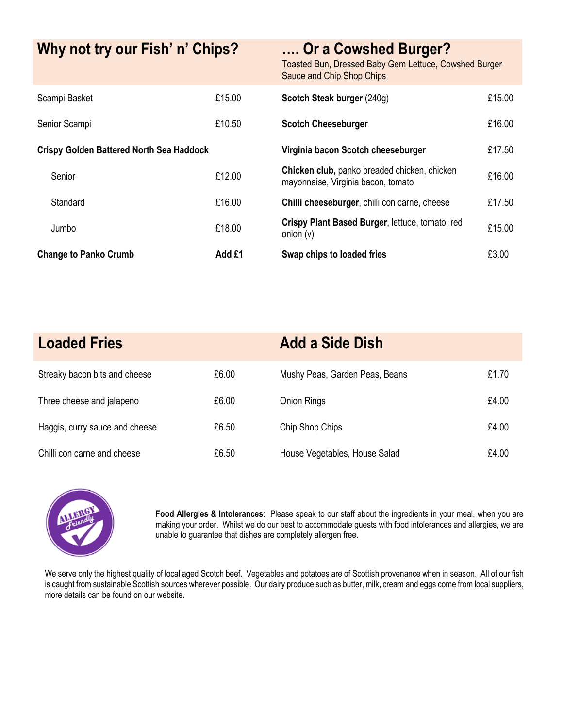## Why not try our Fish' n' Chips?

| | |
|---|---|
| Scampi Basket | £15.00 |
| Senior Scampi | £10.50 |
| **Crispy Golden Battered North Sea Haddock** | |
| Senior | £12.00 |
| Standard | £16.00 |
| Jumbo | £18.00 |
| **Change to Panko Crumb** | **Add £1** |

## …. Or a Cowshed Burger?

Toasted Bun, Dressed Baby Gem Lettuce, Cowshed Burger Sauce and Chip Shop Chips

| | |
|---|---|
| **Scotch Steak burger** (240g) | £15.00 |
| **Scotch Cheeseburger** | £16.00 |
| **Virginia bacon Scotch cheeseburger** | £17.50 |
| **Chicken club,** panko breaded chicken, chicken mayonnaise, Virginia bacon, tomato | £16.00 |
| **Chilli cheeseburger**, chilli con carne, cheese | £17.50 |
| **Crispy Plant Based Burger**, lettuce, tomato, red onion (v) | £15.00 |
| **Swap chips to loaded fries** | £3.00 |

## Loaded Fries

| | |
|---|---|
| Streaky bacon bits and cheese | £6.00 |
| Three cheese and jalapeno | £6.00 |
| Haggis, curry sauce and cheese | £6.50 |
| Chilli con carne and cheese | £6.50 |

## Add a Side Dish

| | |
|---|---|
| Mushy Peas, Garden Peas, Beans | £1.70 |
| Onion Rings | £4.00 |
| Chip Shop Chips | £4.00 |
| House Vegetables, House Salad | £4.00 |

ALLERGY Friendly

**Food Allergies & Intolerances**: Please speak to our staff about the ingredients in your meal, when you are making your order. Whilst we do our best to accommodate guests with food intolerances and allergies, we are unable to guarantee that dishes are completely allergen free.

We serve only the highest quality of local aged Scotch beef. Vegetables and potatoes are of Scottish provenance when in season. All of our fish is caught from sustainable Scottish sources wherever possible. Our dairy produce such as butter, milk, cream and eggs come from local suppliers, more details can be found on our website.